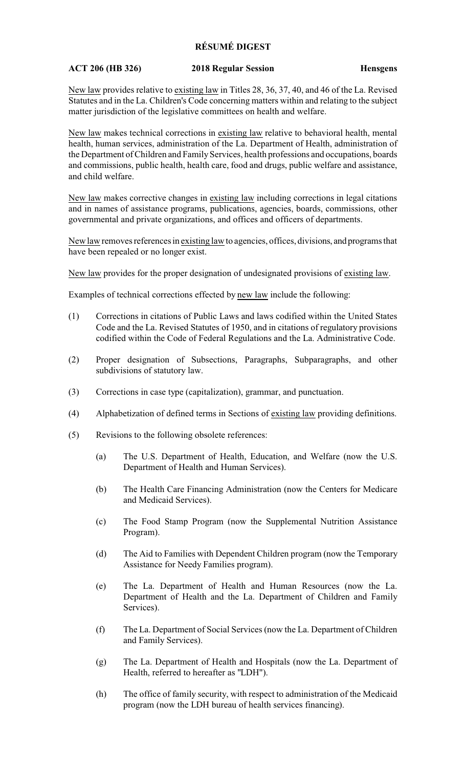# RÉSUMÉ DIGEST

**ACT 206 (HB 326) 2018 Regular Session Hensgens**

New law provides relative to existing law in Titles 28, 36, 37, 40, and 46 of the La. Revised Statutes and in the La. Children's Code concerning matters within and relating to the subject matter jurisdiction of the legislative committees on health and welfare.

New law makes technical corrections in existing law relative to behavioral health, mental health, human services, administration of the La. Department of Health, administration of the Department of Children and Family Services, health professions and occupations, boards and commissions, public health, health care, food and drugs, public welfare and assistance, and child welfare.

New law makes corrective changes in existing law including corrections in legal citations and in names of assistance programs, publications, agencies, boards, commissions, other governmental and private organizations, and offices and officers of departments.

New law removes references in existing law to agencies, offices, divisions, and programs that have been repealed or no longer exist.

New law provides for the proper designation of undesignated provisions of existing law.

Examples of technical corrections effected by new law include the following:

(1) Corrections in citations of Public Laws and laws codified within the United States Code and the La. Revised Statutes of 1950, and in citations of regulatory provisions codified within the Code of Federal Regulations and the La. Administrative Code.

(2) Proper designation of Subsections, Paragraphs, Subparagraphs, and other subdivisions of statutory law.

(3) Corrections in case type (capitalization), grammar, and punctuation.

(4) Alphabetization of defined terms in Sections of existing law providing definitions.

(5) Revisions to the following obsolete references:

   (a) The U.S. Department of Health, Education, and Welfare (now the U.S. Department of Health and Human Services).

   (b) The Health Care Financing Administration (now the Centers for Medicare and Medicaid Services).

   (c) The Food Stamp Program (now the Supplemental Nutrition Assistance Program).

   (d) The Aid to Families with Dependent Children program (now the Temporary Assistance for Needy Families program).

   (e) The La. Department of Health and Human Resources (now the La. Department of Health and the La. Department of Children and Family Services).

   (f) The La. Department of Social Services (now the La. Department of Children and Family Services).

   (g) The La. Department of Health and Hospitals (now the La. Department of Health, referred to hereafter as "LDH").

   (h) The office of family security, with respect to administration of the Medicaid program (now the LDH bureau of health services financing).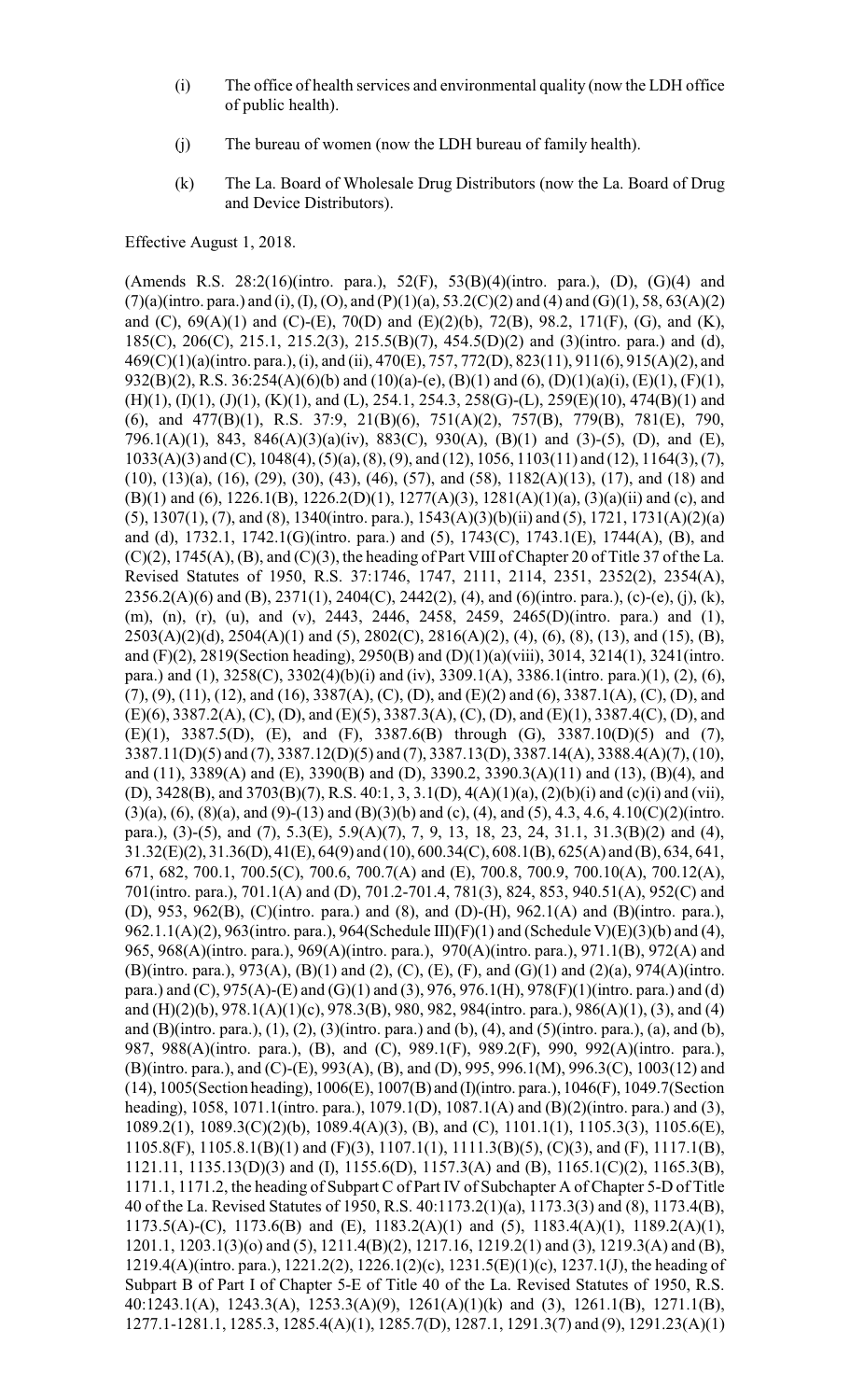(i) The office of health services and environmental quality (now the LDH office of public health).

(j) The bureau of women (now the LDH bureau of family health).

(k) The La. Board of Wholesale Drug Distributors (now the La. Board of Drug and Device Distributors).

Effective August 1, 2018.

(Amends R.S. 28:2(16)(intro. para.), 52(F), 53(B)(4)(intro. para.), (D), (G)(4) and (7)(a)(intro. para.) and (i), (I), (O), and (P)(1)(a), 53.2(C)(2) and (4) and (G)(1), 58, 63(A)(2) and (C), 69(A)(1) and (C)-(E), 70(D) and (E)(2)(b), 72(B), 98.2, 171(F), (G), and (K), 185(C), 206(C), 215.1, 215.2(3), 215.5(B)(7), 454.5(D)(2) and (3)(intro. para.) and (d), 469(C)(1)(a)(intro. para.), (i), and (ii), 470(E), 757, 772(D), 823(11), 911(6), 915(A)(2), and 932(B)(2), R.S. 36:254(A)(6)(b) and (10)(a)-(e), (B)(1) and (6), (D)(1)(a)(i), (E)(1), (F)(1), (H)(1), (I)(1), (J)(1), (K)(1), and (L), 254.1, 254.3, 258(G)-(L), 259(E)(10), 474(B)(1) and (6), and 477(B)(1), R.S. 37:9, 21(B)(6), 751(A)(2), 757(B), 779(B), 781(E), 790, 796.1(A)(1), 843, 846(A)(3)(a)(iv), 883(C), 930(A), (B)(1) and (3)-(5), (D), and (E), 1033(A)(3) and (C), 1048(4), (5)(a), (8), (9), and (12), 1056, 1103(11) and (12), 1164(3), (7), (10), (13)(a), (16), (29), (30), (43), (46), (57), and (58), 1182(A)(13), (17), and (18) and (B)(1) and (6), 1226.1(B), 1226.2(D)(1), 1277(A)(3), 1281(A)(1)(a), (3)(a)(ii) and (c), and (5), 1307(1), (7), and (8), 1340(intro. para.), 1543(A)(3)(b)(ii) and (5), 1721, 1731(A)(2)(a) and (d), 1732.1, 1742.1(G)(intro. para.) and (5), 1743(C), 1743.1(E), 1744(A), (B), and (C)(2), 1745(A), (B), and (C)(3), the heading of Part VIII of Chapter 20 of Title 37 of the La. Revised Statutes of 1950, R.S. 37:1746, 1747, 2111, 2114, 2351, 2352(2), 2354(A), 2356.2(A)(6) and (B), 2371(1), 2404(C), 2442(2), (4), and (6)(intro. para.), (c)-(e), (j), (k), (m), (n), (r), (u), and (v), 2443, 2446, 2458, 2459, 2465(D)(intro. para.) and (1), 2503(A)(2)(d), 2504(A)(1) and (5), 2802(C), 2816(A)(2), (4), (6), (8), (13), and (15), (B), and (F)(2), 2819(Section heading), 2950(B) and (D)(1)(a)(viii), 3014, 3214(1), 3241(intro. para.) and (1), 3258(C), 3302(4)(b)(i) and (iv), 3309.1(A), 3386.1(intro. para.)(1), (2), (6), (7), (9), (11), (12), and (16), 3387(A), (C), (D), and (E)(2) and (6), 3387.1(A), (C), (D), and (E)(6), 3387.2(A), (C), (D), and (E)(5), 3387.3(A), (C), (D), and (E)(1), 3387.4(C), (D), and (E)(1), 3387.5(D), (E), and (F), 3387.6(B) through (G), 3387.10(D)(5) and (7), 3387.11(D)(5) and (7), 3387.12(D)(5) and (7), 3387.13(D), 3387.14(A), 3388.4(A)(7), (10), and (11), 3389(A) and (E), 3390(B) and (D), 3390.2, 3390.3(A)(11) and (13), (B)(4), and (D), 3428(B), and 3703(B)(7), R.S. 40:1, 3, 3.1(D), 4(A)(1)(a), (2)(b)(i) and (c)(i) and (vii), (3)(a), (6), (8)(a), and (9)-(13) and (B)(3)(b) and (c), (4), and (5), 4.3, 4.6, 4.10(C)(2)(intro. para.), (3)-(5), and (7), 5.3(E), 5.9(A)(7), 7, 9, 13, 18, 23, 24, 31.1, 31.3(B)(2) and (4), 31.32(E)(2), 31.36(D), 41(E), 64(9) and (10), 600.34(C), 608.1(B), 625(A) and (B), 634, 641, 671, 682, 700.1, 700.5(C), 700.6, 700.7(A) and (E), 700.8, 700.9, 700.10(A), 700.12(A), 701(intro. para.), 701.1(A) and (D), 701.2-701.4, 781(3), 824, 853, 940.51(A), 952(C) and (D), 953, 962(B), (C)(intro. para.) and (8), and (D)-(H), 962.1(A) and (B)(intro. para.), 962.1.1(A)(2), 963(intro. para.), 964(Schedule III)(F)(1) and (Schedule V)(E)(3)(b) and (4), 965, 968(A)(intro. para.), 969(A)(intro. para.), 970(A)(intro. para.), 971.1(B), 972(A) and (B)(intro. para.), 973(A), (B)(1) and (2), (C), (E), (F), and (G)(1) and (2)(a), 974(A)(intro. para.) and (C), 975(A)-(E) and (G)(1) and (3), 976, 976.1(H), 978(F)(1)(intro. para.) and (d) and (H)(2)(b), 978.1(A)(1)(c), 978.3(B), 980, 982, 984(intro. para.), 986(A)(1), (3), and (4) and (B)(intro. para.), (1), (2), (3)(intro. para.) and (b), (4), and (5)(intro. para.), (a), and (b), 987, 988(A)(intro. para.), (B), and (C), 989.1(F), 989.2(F), 990, 992(A)(intro. para.), (B)(intro. para.), and (C)-(E), 993(A), (B), and (D), 995, 996.1(M), 996.3(C), 1003(12) and (14), 1005(Section heading), 1006(E), 1007(B) and (I)(intro. para.), 1046(F), 1049.7(Section heading), 1058, 1071.1(intro. para.), 1079.1(D), 1087.1(A) and (B)(2)(intro. para.) and (3), 1089.2(1), 1089.3(C)(2)(b), 1089.4(A)(3), (B), and (C), 1101.1(1), 1105.3(3), 1105.6(E), 1105.8(F), 1105.8.1(B)(1) and (F)(3), 1107.1(1), 1111.3(B)(5), (C)(3), and (F), 1117.1(B), 1121.11, 1135.13(D)(3) and (I), 1155.6(D), 1157.3(A) and (B), 1165.1(C)(2), 1165.3(B), 1171.1, 1171.2, the heading of Subpart C of Part IV of Subchapter A of Chapter 5-D of Title 40 of the La. Revised Statutes of 1950, R.S. 40:1173.2(1)(a), 1173.3(3) and (8), 1173.4(B), 1173.5(A)-(C), 1173.6(B) and (E), 1183.2(A)(1) and (5), 1183.4(A)(1), 1189.2(A)(1), 1201.1, 1203.1(3)(o) and (5), 1211.4(B)(2), 1217.16, 1219.2(1) and (3), 1219.3(A) and (B), 1219.4(A)(intro. para.), 1221.2(2), 1226.1(2)(c), 1231.5(E)(1)(c), 1237.1(J), the heading of Subpart B of Part I of Chapter 5-E of Title 40 of the La. Revised Statutes of 1950, R.S. 40:1243.1(A), 1243.3(A), 1253.3(A)(9), 1261(A)(1)(k) and (3), 1261.1(B), 1271.1(B), 1277.1-1281.1, 1285.3, 1285.4(A)(1), 1285.7(D), 1287.1, 1291.3(7) and (9), 1291.23(A)(1)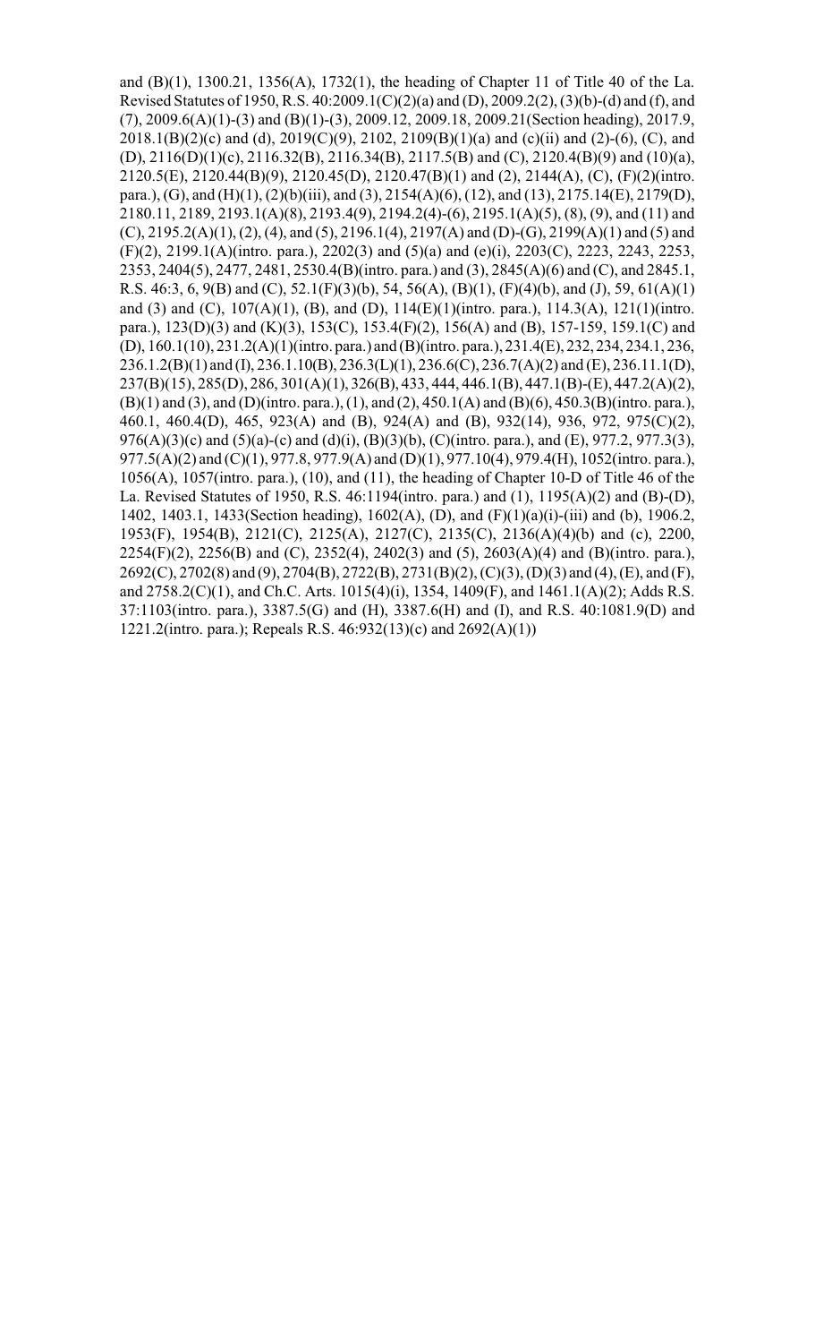and (B)(1), 1300.21, 1356(A), 1732(1), the heading of Chapter 11 of Title 40 of the La. Revised Statutes of 1950, R.S. 40:2009.1(C)(2)(a) and (D), 2009.2(2), (3)(b)-(d) and (f), and (7), 2009.6(A)(1)-(3) and (B)(1)-(3), 2009.12, 2009.18, 2009.21(Section heading), 2017.9, 2018.1(B)(2)(c) and (d), 2019(C)(9), 2102, 2109(B)(1)(a) and (c)(ii) and (2)-(6), (C), and (D), 2116(D)(1)(c), 2116.32(B), 2116.34(B), 2117.5(B) and (C), 2120.4(B)(9) and (10)(a), 2120.5(E), 2120.44(B)(9), 2120.45(D), 2120.47(B)(1) and (2), 2144(A), (C), (F)(2)(intro. para.), (G), and (H)(1), (2)(b)(iii), and (3), 2154(A)(6), (12), and (13), 2175.14(E), 2179(D), 2180.11, 2189, 2193.1(A)(8), 2193.4(9), 2194.2(4)-(6), 2195.1(A)(5), (8), (9), and (11) and (C), 2195.2(A)(1), (2), (4), and (5), 2196.1(4), 2197(A) and (D)-(G), 2199(A)(1) and (5) and (F)(2), 2199.1(A)(intro. para.), 2202(3) and (5)(a) and (e)(i), 2203(C), 2223, 2243, 2253, 2353, 2404(5), 2477, 2481, 2530.4(B)(intro. para.) and (3), 2845(A)(6) and (C), and 2845.1, R.S. 46:3, 6, 9(B) and (C), 52.1(F)(3)(b), 54, 56(A), (B)(1), (F)(4)(b), and (J), 59, 61(A)(1) and (3) and (C), 107(A)(1), (B), and (D), 114(E)(1)(intro. para.), 114.3(A), 121(1)(intro. para.), 123(D)(3) and (K)(3), 153(C), 153.4(F)(2), 156(A) and (B), 157-159, 159.1(C) and (D), 160.1(10), 231.2(A)(1)(intro. para.) and (B)(intro. para.), 231.4(E), 232, 234, 234.1, 236, 236.1.2(B)(1) and (I), 236.1.10(B), 236.3(L)(1), 236.6(C), 236.7(A)(2) and (E), 236.11.1(D), 237(B)(15), 285(D), 286, 301(A)(1), 326(B), 433, 444, 446.1(B), 447.1(B)-(E), 447.2(A)(2), (B)(1) and (3), and (D)(intro. para.), (1), and (2), 450.1(A) and (B)(6), 450.3(B)(intro. para.), 460.1, 460.4(D), 465, 923(A) and (B), 924(A) and (B), 932(14), 936, 972, 975(C)(2), 976(A)(3)(c) and (5)(a)-(c) and (d)(i), (B)(3)(b), (C)(intro. para.), and (E), 977.2, 977.3(3), 977.5(A)(2) and (C)(1), 977.8, 977.9(A) and (D)(1), 977.10(4), 979.4(H), 1052(intro. para.), 1056(A), 1057(intro. para.), (10), and (11), the heading of Chapter 10-D of Title 46 of the La. Revised Statutes of 1950, R.S. 46:1194(intro. para.) and (1), 1195(A)(2) and (B)-(D), 1402, 1403.1, 1433(Section heading), 1602(A), (D), and (F)(1)(a)(i)-(iii) and (b), 1906.2, 1953(F), 1954(B), 2121(C), 2125(A), 2127(C), 2135(C), 2136(A)(4)(b) and (c), 2200, 2254(F)(2), 2256(B) and (C), 2352(4), 2402(3) and (5), 2603(A)(4) and (B)(intro. para.), 2692(C), 2702(8) and (9), 2704(B), 2722(B), 2731(B)(2), (C)(3), (D)(3) and (4), (E), and (F), and 2758.2(C)(1), and Ch.C. Arts. 1015(4)(i), 1354, 1409(F), and 1461.1(A)(2); Adds R.S. 37:1103(intro. para.), 3387.5(G) and (H), 3387.6(H) and (I), and R.S. 40:1081.9(D) and 1221.2(intro. para.); Repeals R.S. 46:932(13)(c) and 2692(A)(1))